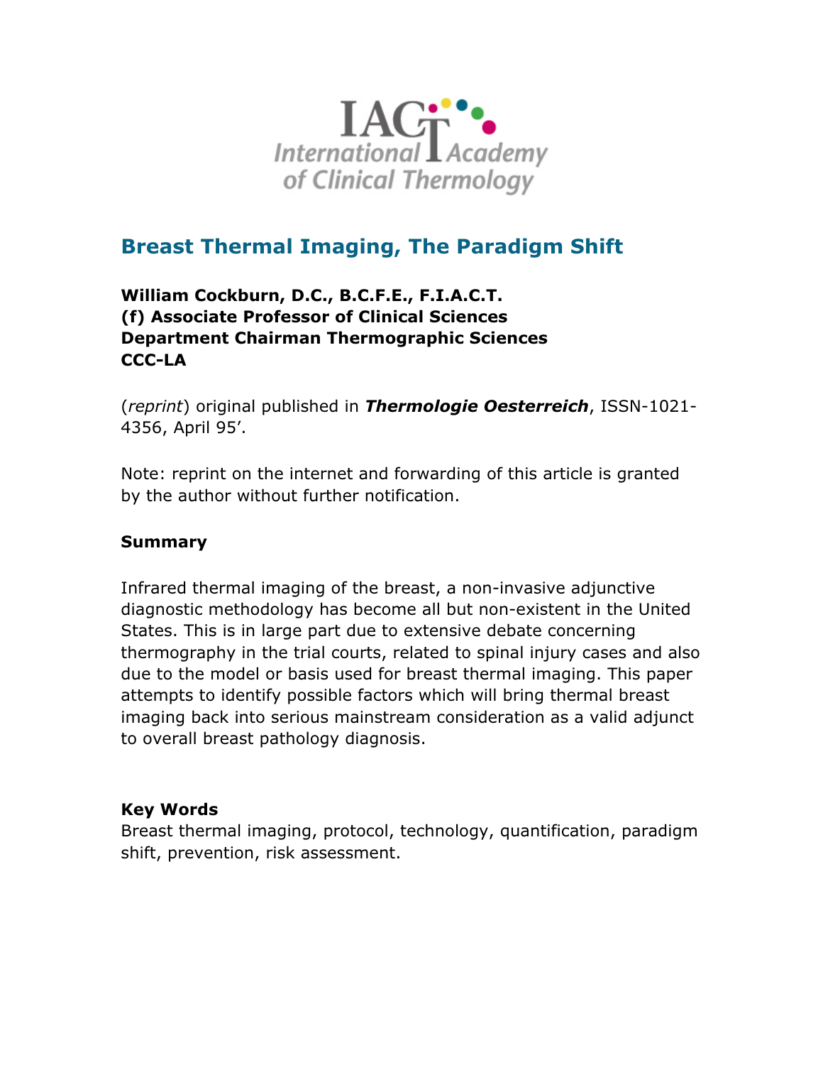IACT International Academy of Clinical Thermology

# Breast Thermal Imaging, The Paradigm Shift

**William Cockburn, D.C., B.C.F.E., F.I.A.C.T.**
**(f) Associate Professor of Clinical Sciences**
**Department Chairman Thermographic Sciences**
**CCC-LA**

(*reprint*) original published in ***Thermologie Oesterreich***, ISSN-1021-4356, April 95'.

Note: reprint on the internet and forwarding of this article is granted by the author without further notification.

## Summary

Infrared thermal imaging of the breast, a non-invasive adjunctive diagnostic methodology has become all but non-existent in the United States. This is in large part due to extensive debate concerning thermography in the trial courts, related to spinal injury cases and also due to the model or basis used for breast thermal imaging. This paper attempts to identify possible factors which will bring thermal breast imaging back into serious mainstream consideration as a valid adjunct to overall breast pathology diagnosis.

## Key Words

Breast thermal imaging, protocol, technology, quantification, paradigm shift, prevention, risk assessment.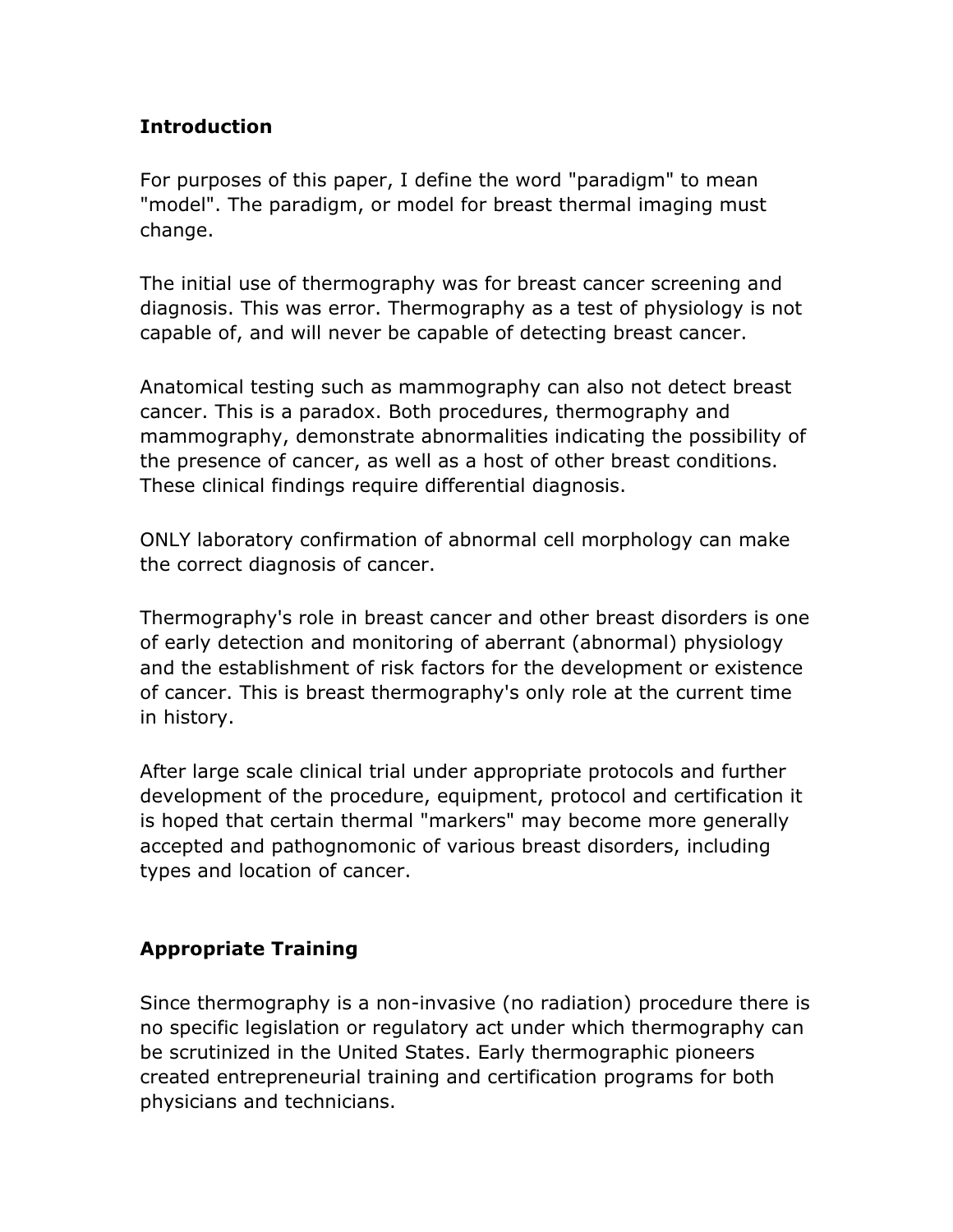## Introduction

For purposes of this paper, I define the word "paradigm" to mean "model". The paradigm, or model for breast thermal imaging must change.

The initial use of thermography was for breast cancer screening and diagnosis. This was error. Thermography as a test of physiology is not capable of, and will never be capable of detecting breast cancer.

Anatomical testing such as mammography can also not detect breast cancer. This is a paradox. Both procedures, thermography and mammography, demonstrate abnormalities indicating the possibility of the presence of cancer, as well as a host of other breast conditions. These clinical findings require differential diagnosis.

ONLY laboratory confirmation of abnormal cell morphology can make the correct diagnosis of cancer.

Thermography's role in breast cancer and other breast disorders is one of early detection and monitoring of aberrant (abnormal) physiology and the establishment of risk factors for the development or existence of cancer. This is breast thermography's only role at the current time in history.

After large scale clinical trial under appropriate protocols and further development of the procedure, equipment, protocol and certification it is hoped that certain thermal "markers" may become more generally accepted and pathognomonic of various breast disorders, including types and location of cancer.

## Appropriate Training

Since thermography is a non-invasive (no radiation) procedure there is no specific legislation or regulatory act under which thermography can be scrutinized in the United States. Early thermographic pioneers created entrepreneurial training and certification programs for both physicians and technicians.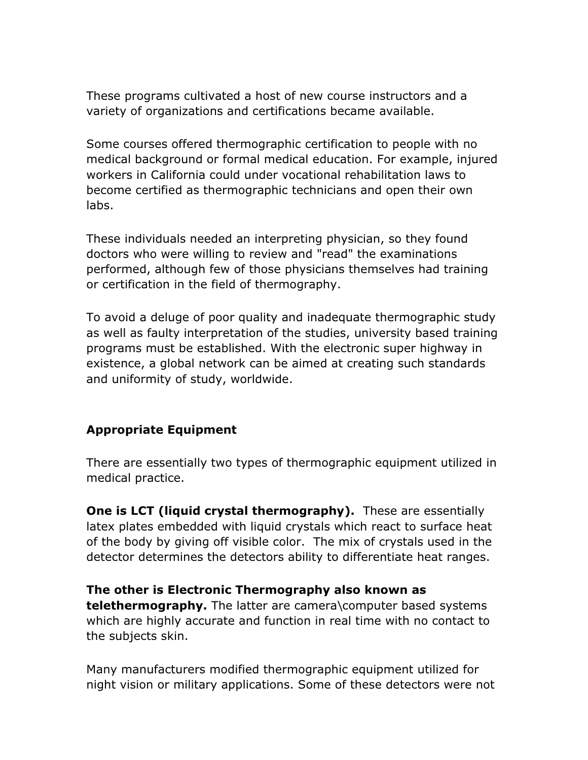These programs cultivated a host of new course instructors and a variety of organizations and certifications became available.

Some courses offered thermographic certification to people with no medical background or formal medical education. For example, injured workers in California could under vocational rehabilitation laws to become certified as thermographic technicians and open their own labs.

These individuals needed an interpreting physician, so they found doctors who were willing to review and "read" the examinations performed, although few of those physicians themselves had training or certification in the field of thermography.

To avoid a deluge of poor quality and inadequate thermographic study as well as faulty interpretation of the studies, university based training programs must be established. With the electronic super highway in existence, a global network can be aimed at creating such standards and uniformity of study, worldwide.

**Appropriate Equipment**

There are essentially two types of thermographic equipment utilized in medical practice.

**One is LCT (liquid crystal thermography).** These are essentially latex plates embedded with liquid crystals which react to surface heat of the body by giving off visible color. The mix of crystals used in the detector determines the detectors ability to differentiate heat ranges.

**The other is Electronic Thermography also known as telethermography.** The latter are camera\computer based systems which are highly accurate and function in real time with no contact to the subjects skin.

Many manufacturers modified thermographic equipment utilized for night vision or military applications. Some of these detectors were not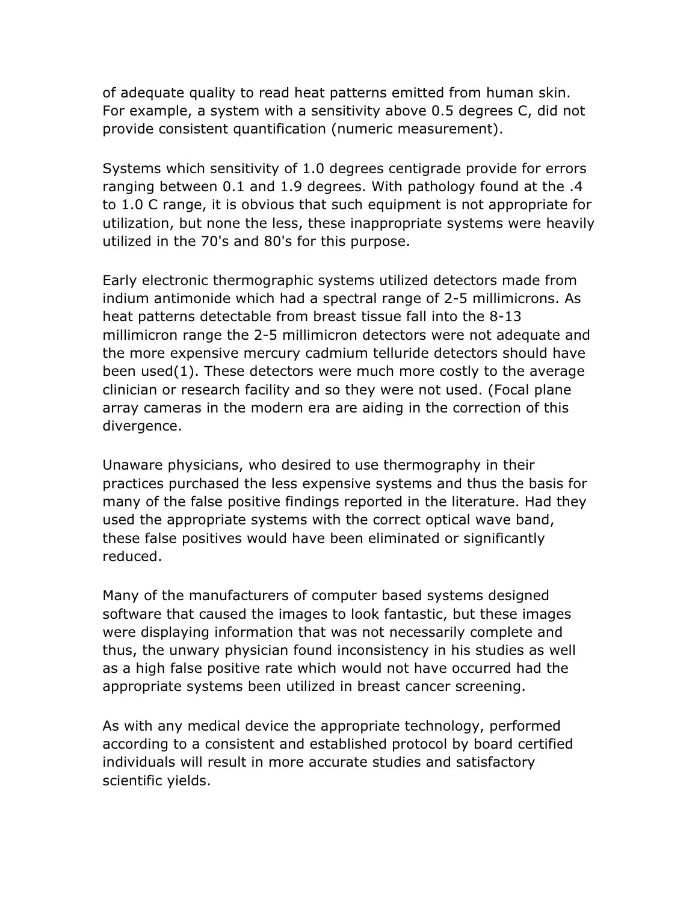of adequate quality to read heat patterns emitted from human skin. For example, a system with a sensitivity above 0.5 degrees C, did not provide consistent quantification (numeric measurement).

Systems which sensitivity of 1.0 degrees centigrade provide for errors ranging between 0.1 and 1.9 degrees. With pathology found at the .4 to 1.0 C range, it is obvious that such equipment is not appropriate for utilization, but none the less, these inappropriate systems were heavily utilized in the 70's and 80's for this purpose.

Early electronic thermographic systems utilized detectors made from indium antimonide which had a spectral range of 2-5 millimicrons. As heat patterns detectable from breast tissue fall into the 8-13 millimicron range the 2-5 millimicron detectors were not adequate and the more expensive mercury cadmium telluride detectors should have been used(1). These detectors were much more costly to the average clinician or research facility and so they were not used. (Focal plane array cameras in the modern era are aiding in the correction of this divergence.

Unaware physicians, who desired to use thermography in their practices purchased the less expensive systems and thus the basis for many of the false positive findings reported in the literature. Had they used the appropriate systems with the correct optical wave band, these false positives would have been eliminated or significantly reduced.

Many of the manufacturers of computer based systems designed software that caused the images to look fantastic, but these images were displaying information that was not necessarily complete and thus, the unwary physician found inconsistency in his studies as well as a high false positive rate which would not have occurred had the appropriate systems been utilized in breast cancer screening.

As with any medical device the appropriate technology, performed according to a consistent and established protocol by board certified individuals will result in more accurate studies and satisfactory scientific yields.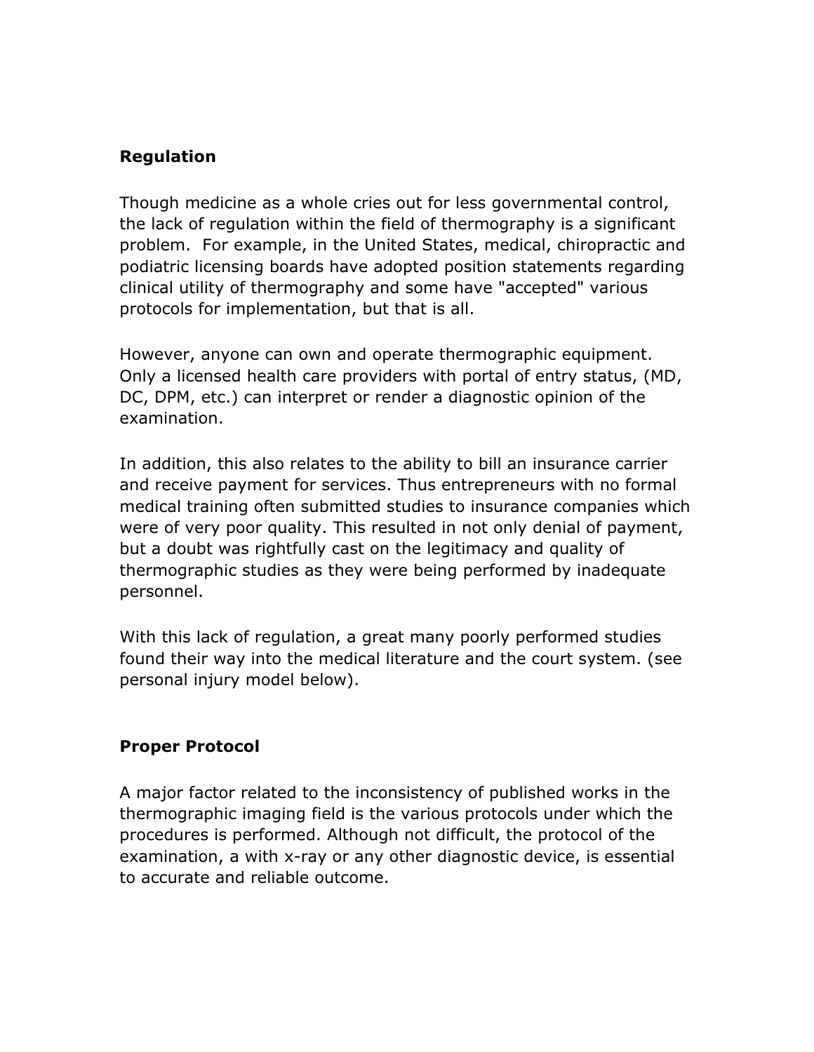## Regulation

Though medicine as a whole cries out for less governmental control, the lack of regulation within the field of thermography is a significant problem.  For example, in the United States, medical, chiropractic and podiatric licensing boards have adopted position statements regarding clinical utility of thermography and some have "accepted" various protocols for implementation, but that is all.

However, anyone can own and operate thermographic equipment. Only a licensed health care providers with portal of entry status, (MD, DC, DPM, etc.) can interpret or render a diagnostic opinion of the examination.

In addition, this also relates to the ability to bill an insurance carrier and receive payment for services. Thus entrepreneurs with no formal medical training often submitted studies to insurance companies which were of very poor quality. This resulted in not only denial of payment, but a doubt was rightfully cast on the legitimacy and quality of thermographic studies as they were being performed by inadequate personnel.

With this lack of regulation, a great many poorly performed studies found their way into the medical literature and the court system. (see personal injury model below).

## Proper Protocol

A major factor related to the inconsistency of published works in the thermographic imaging field is the various protocols under which the procedures is performed. Although not difficult, the protocol of the examination, a with x-ray or any other diagnostic device, is essential to accurate and reliable outcome.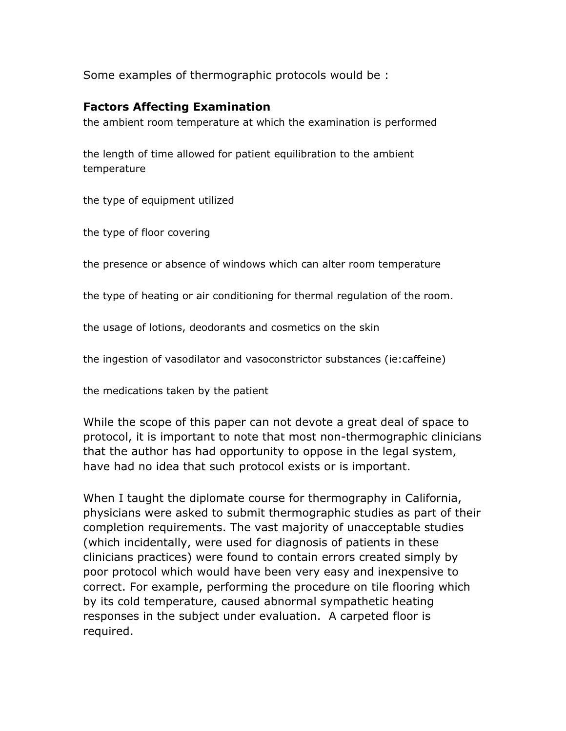Some examples of thermographic protocols would be :

**Factors Affecting Examination**

the ambient room temperature at which the examination is performed

the length of time allowed for patient equilibration to the ambient temperature

the type of equipment utilized

the type of floor covering

the presence or absence of windows which can alter room temperature

the type of heating or air conditioning for thermal regulation of the room.

the usage of lotions, deodorants and cosmetics on the skin

the ingestion of vasodilator and vasoconstrictor substances (ie:caffeine)

the medications taken by the patient

While the scope of this paper can not devote a great deal of space to protocol, it is important to note that most non-thermographic clinicians that the author has had opportunity to oppose in the legal system, have had no idea that such protocol exists or is important.

When I taught the diplomate course for thermography in California, physicians were asked to submit thermographic studies as part of their completion requirements. The vast majority of unacceptable studies (which incidentally, were used for diagnosis of patients in these clinicians practices) were found to contain errors created simply by poor protocol which would have been very easy and inexpensive to correct. For example, performing the procedure on tile flooring which by its cold temperature, caused abnormal sympathetic heating responses in the subject under evaluation. A carpeted floor is required.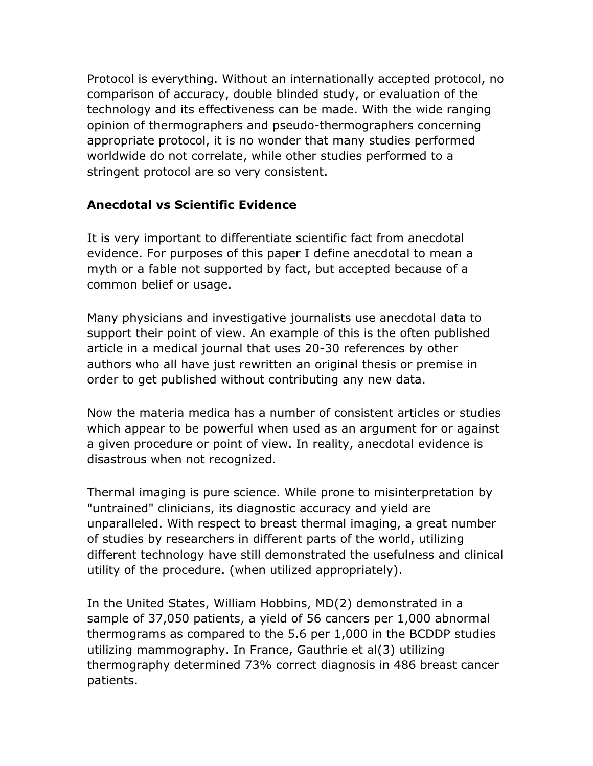Protocol is everything. Without an internationally accepted protocol, no comparison of accuracy, double blinded study, or evaluation of the technology and its effectiveness can be made. With the wide ranging opinion of thermographers and pseudo-thermographers concerning appropriate protocol, it is no wonder that many studies performed worldwide do not correlate, while other studies performed to a stringent protocol are so very consistent.

**Anecdotal vs Scientific Evidence**

It is very important to differentiate scientific fact from anecdotal evidence. For purposes of this paper I define anecdotal to mean a myth or a fable not supported by fact, but accepted because of a common belief or usage.

Many physicians and investigative journalists use anecdotal data to support their point of view. An example of this is the often published article in a medical journal that uses 20-30 references by other authors who all have just rewritten an original thesis or premise in order to get published without contributing any new data.

Now the materia medica has a number of consistent articles or studies which appear to be powerful when used as an argument for or against a given procedure or point of view. In reality, anecdotal evidence is disastrous when not recognized.

Thermal imaging is pure science. While prone to misinterpretation by "untrained" clinicians, its diagnostic accuracy and yield are unparalleled. With respect to breast thermal imaging, a great number of studies by researchers in different parts of the world, utilizing different technology have still demonstrated the usefulness and clinical utility of the procedure. (when utilized appropriately).

In the United States, William Hobbins, MD(2) demonstrated in a sample of 37,050 patients, a yield of 56 cancers per 1,000 abnormal thermograms as compared to the 5.6 per 1,000 in the BCDDP studies utilizing mammography. In France, Gauthrie et al(3) utilizing thermography determined 73% correct diagnosis in 486 breast cancer patients.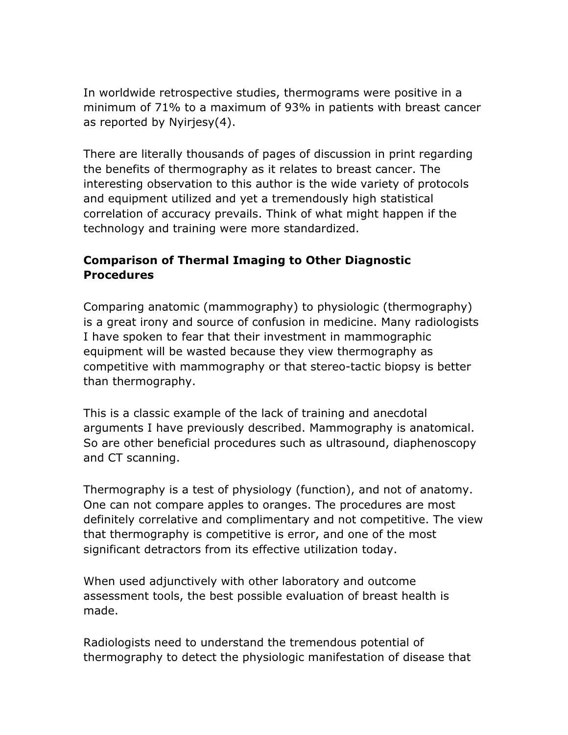In worldwide retrospective studies, thermograms were positive in a minimum of 71% to a maximum of 93% in patients with breast cancer as reported by Nyirjesy(4).

There are literally thousands of pages of discussion in print regarding the benefits of thermography as it relates to breast cancer. The interesting observation to this author is the wide variety of protocols and equipment utilized and yet a tremendously high statistical correlation of accuracy prevails. Think of what might happen if the technology and training were more standardized.

### Comparison of Thermal Imaging to Other Diagnostic Procedures

Comparing anatomic (mammography) to physiologic (thermography) is a great irony and source of confusion in medicine. Many radiologists I have spoken to fear that their investment in mammographic equipment will be wasted because they view thermography as competitive with mammography or that stereo-tactic biopsy is better than thermography.

This is a classic example of the lack of training and anecdotal arguments I have previously described. Mammography is anatomical. So are other beneficial procedures such as ultrasound, diaphenoscopy and CT scanning.

Thermography is a test of physiology (function), and not of anatomy. One can not compare apples to oranges. The procedures are most definitely correlative and complimentary and not competitive. The view that thermography is competitive is error, and one of the most significant detractors from its effective utilization today.

When used adjunctively with other laboratory and outcome assessment tools, the best possible evaluation of breast health is made.

Radiologists need to understand the tremendous potential of thermography to detect the physiologic manifestation of disease that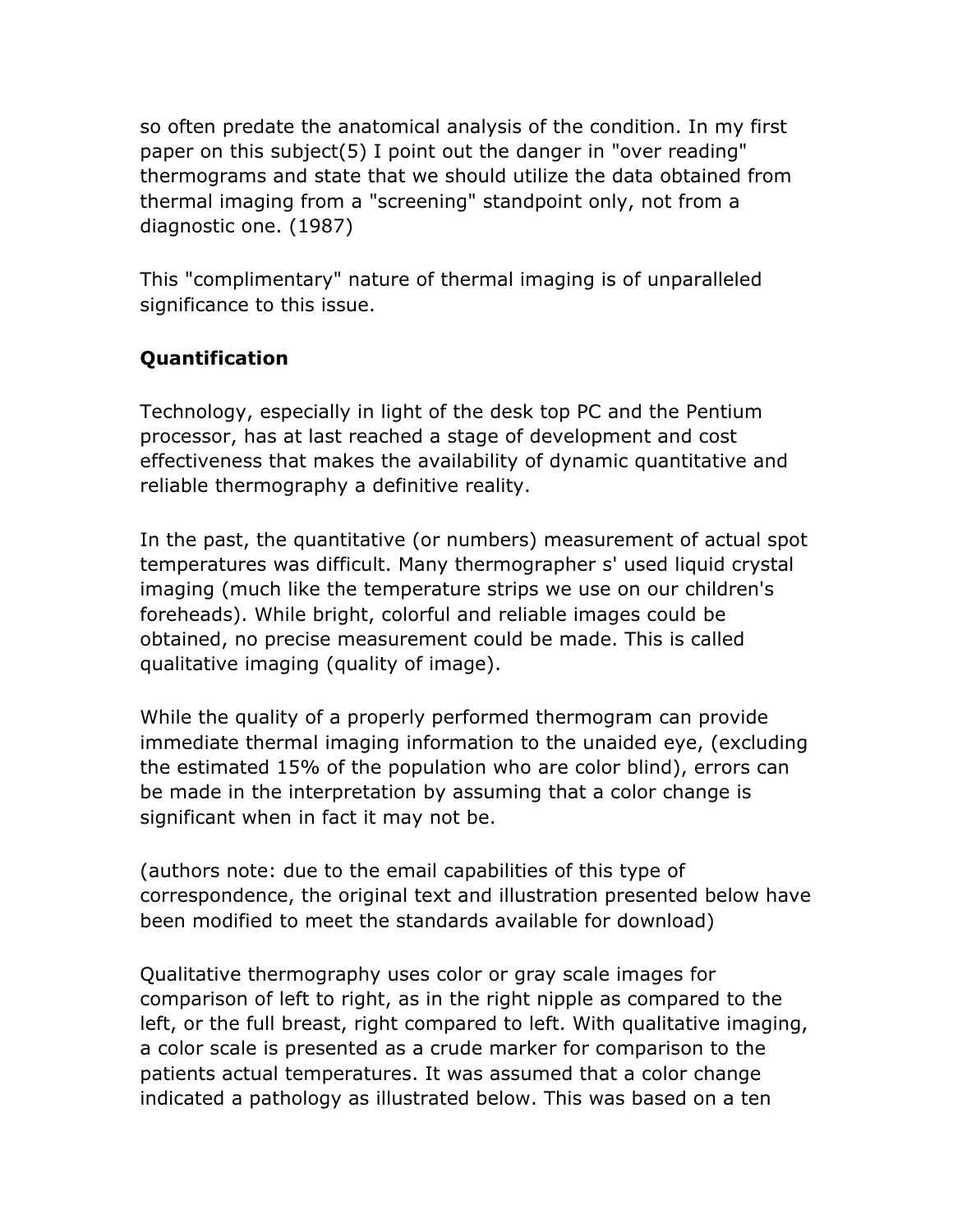so often predate the anatomical analysis of the condition. In my first paper on this subject(5) I point out the danger in "over reading" thermograms and state that we should utilize the data obtained from thermal imaging from a "screening" standpoint only, not from a diagnostic one. (1987)

This "complimentary" nature of thermal imaging is of unparalleled significance to this issue.

**Quantification**

Technology, especially in light of the desk top PC and the Pentium processor, has at last reached a stage of development and cost effectiveness that makes the availability of dynamic quantitative and reliable thermography a definitive reality.

In the past, the quantitative (or numbers) measurement of actual spot temperatures was difficult. Many thermographer s' used liquid crystal imaging (much like the temperature strips we use on our children's foreheads). While bright, colorful and reliable images could be obtained, no precise measurement could be made. This is called qualitative imaging (quality of image).

While the quality of a properly performed thermogram can provide immediate thermal imaging information to the unaided eye, (excluding the estimated 15% of the population who are color blind), errors can be made in the interpretation by assuming that a color change is significant when in fact it may not be.

(authors note: due to the email capabilities of this type of correspondence, the original text and illustration presented below have been modified to meet the standards available for download)

Qualitative thermography uses color or gray scale images for comparison of left to right, as in the right nipple as compared to the left, or the full breast, right compared to left. With qualitative imaging, a color scale is presented as a crude marker for comparison to the patients actual temperatures. It was assumed that a color change indicated a pathology as illustrated below. This was based on a ten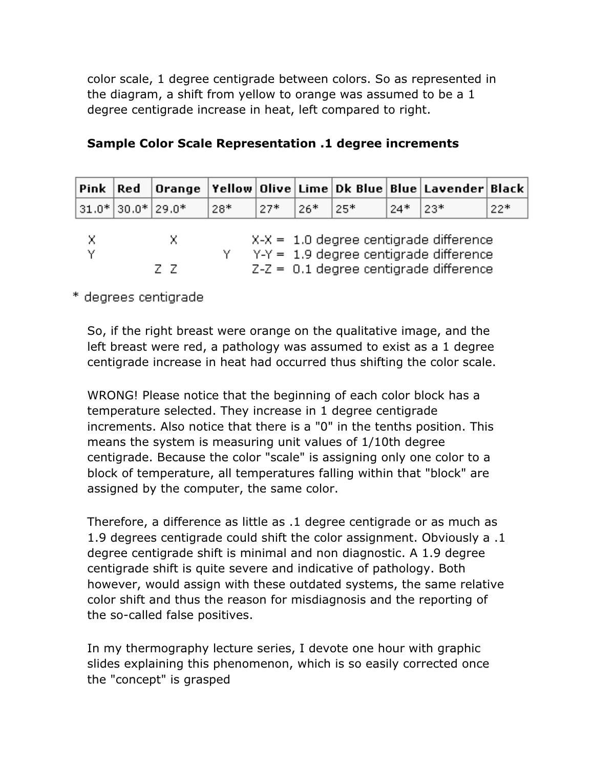color scale, 1 degree centigrade between colors. So as represented in the diagram, a shift from yellow to orange was assumed to be a 1 degree centigrade increase in heat, left compared to right.

**Sample Color Scale Representation .1 degree increments**

| Pink | Red | Orange | Yellow | Olive | Lime | Dk Blue | Blue | Lavender | Black |
|---|---|---|---|---|---|---|---|---|---|
| 31.0* | 30.0* | 29.0* | 28* | 27* | 26* | 25* | 24* | 23* | 22* |

```
X          X          X-X =  1.0 degree centigrade difference
Y                 Y   Y-Y =  1.9 degree centigrade difference
         Z Z          Z-Z =  0.1 degree centigrade difference
```

\* degrees centigrade

So, if the right breast were orange on the qualitative image, and the left breast were red, a pathology was assumed to exist as a 1 degree centigrade increase in heat had occurred thus shifting the color scale.

WRONG! Please notice that the beginning of each color block has a temperature selected. They increase in 1 degree centigrade increments. Also notice that there is a "0" in the tenths position. This means the system is measuring unit values of 1/10th degree centigrade. Because the color "scale" is assigning only one color to a block of temperature, all temperatures falling within that "block" are assigned by the computer, the same color.

Therefore, a difference as little as .1 degree centigrade or as much as 1.9 degrees centigrade could shift the color assignment. Obviously a .1 degree centigrade shift is minimal and non diagnostic. A 1.9 degree centigrade shift is quite severe and indicative of pathology. Both however, would assign with these outdated systems, the same relative color shift and thus the reason for misdiagnosis and the reporting of the so-called false positives.

In my thermography lecture series, I devote one hour with graphic slides explaining this phenomenon, which is so easily corrected once the "concept" is grasped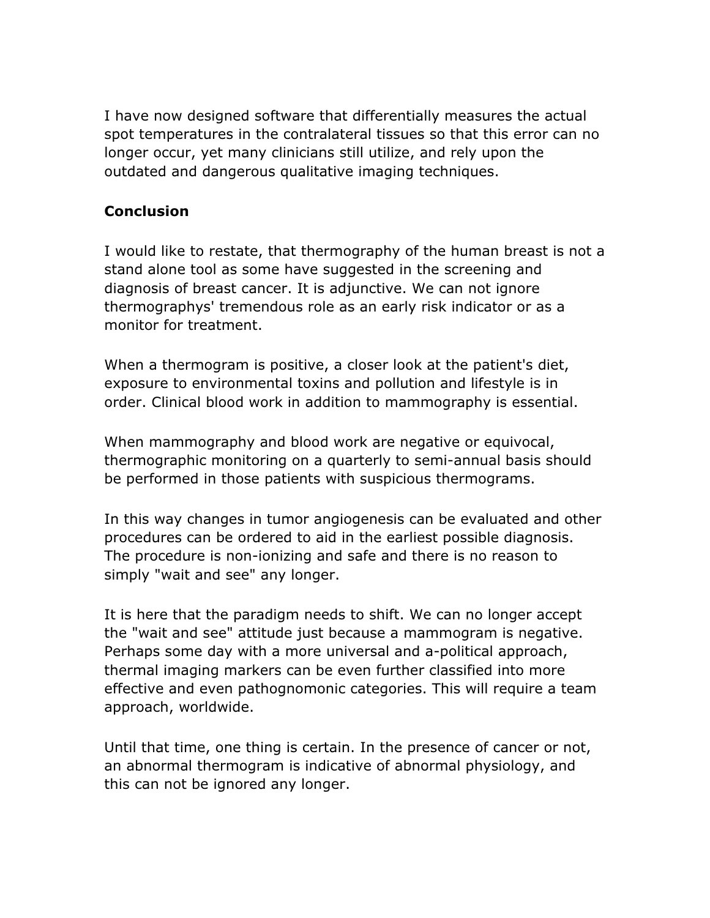I have now designed software that differentially measures the actual spot temperatures in the contralateral tissues so that this error can no longer occur, yet many clinicians still utilize, and rely upon the outdated and dangerous qualitative imaging techniques.

**Conclusion**

I would like to restate, that thermography of the human breast is not a stand alone tool as some have suggested in the screening and diagnosis of breast cancer. It is adjunctive. We can not ignore thermographys' tremendous role as an early risk indicator or as a monitor for treatment.

When a thermogram is positive, a closer look at the patient's diet, exposure to environmental toxins and pollution and lifestyle is in order. Clinical blood work in addition to mammography is essential.

When mammography and blood work are negative or equivocal, thermographic monitoring on a quarterly to semi-annual basis should be performed in those patients with suspicious thermograms.

In this way changes in tumor angiogenesis can be evaluated and other procedures can be ordered to aid in the earliest possible diagnosis. The procedure is non-ionizing and safe and there is no reason to simply "wait and see" any longer.

It is here that the paradigm needs to shift. We can no longer accept the "wait and see" attitude just because a mammogram is negative. Perhaps some day with a more universal and a-political approach, thermal imaging markers can be even further classified into more effective and even pathognomonic categories. This will require a team approach, worldwide.

Until that time, one thing is certain. In the presence of cancer or not, an abnormal thermogram is indicative of abnormal physiology, and this can not be ignored any longer.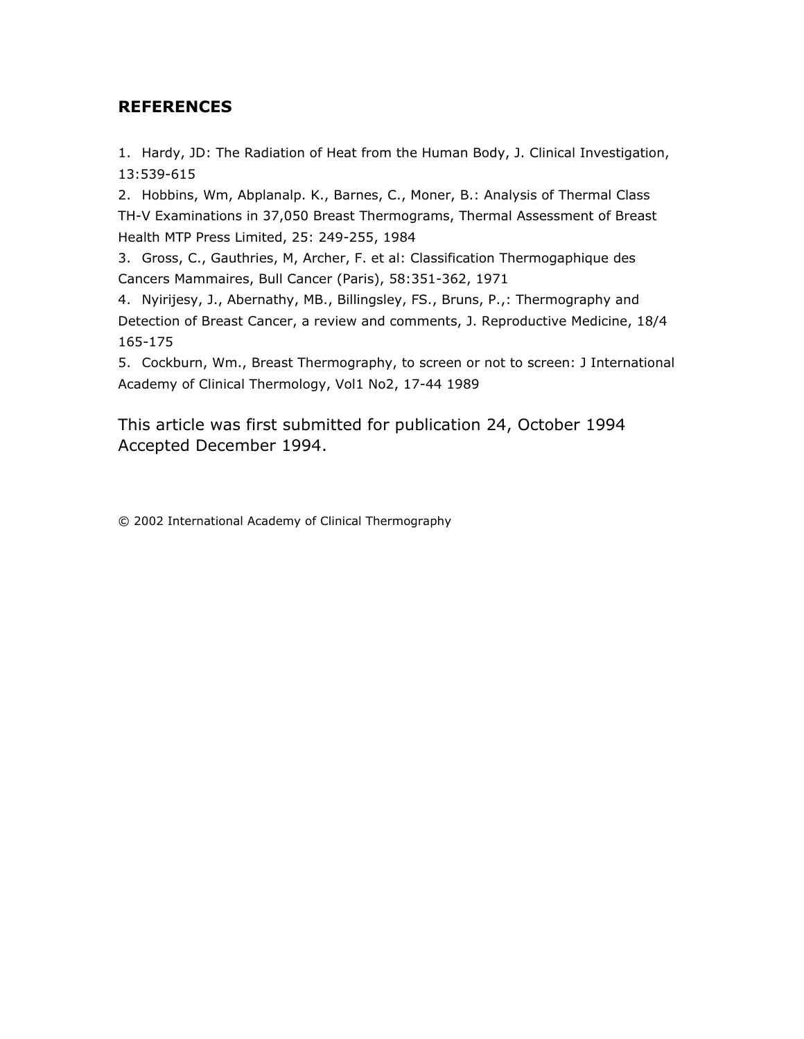## REFERENCES

1. Hardy, JD: The Radiation of Heat from the Human Body, J. Clinical Investigation, 13:539-615
2. Hobbins, Wm, Abplanalp. K., Barnes, C., Moner, B.: Analysis of Thermal Class TH-V Examinations in 37,050 Breast Thermograms, Thermal Assessment of Breast Health MTP Press Limited, 25: 249-255, 1984
3. Gross, C., Gauthries, M, Archer, F. et al: Classification Thermogaphique des Cancers Mammaires, Bull Cancer (Paris), 58:351-362, 1971
4. Nyirijesy, J., Abernathy, MB., Billingsley, FS., Bruns, P.,: Thermography and Detection of Breast Cancer, a review and comments, J. Reproductive Medicine, 18/4 165-175
5. Cockburn, Wm., Breast Thermography, to screen or not to screen: J International Academy of Clinical Thermology, Vol1 No2, 17-44 1989

This article was first submitted for publication 24, October 1994
Accepted December 1994.

© 2002 International Academy of Clinical Thermography